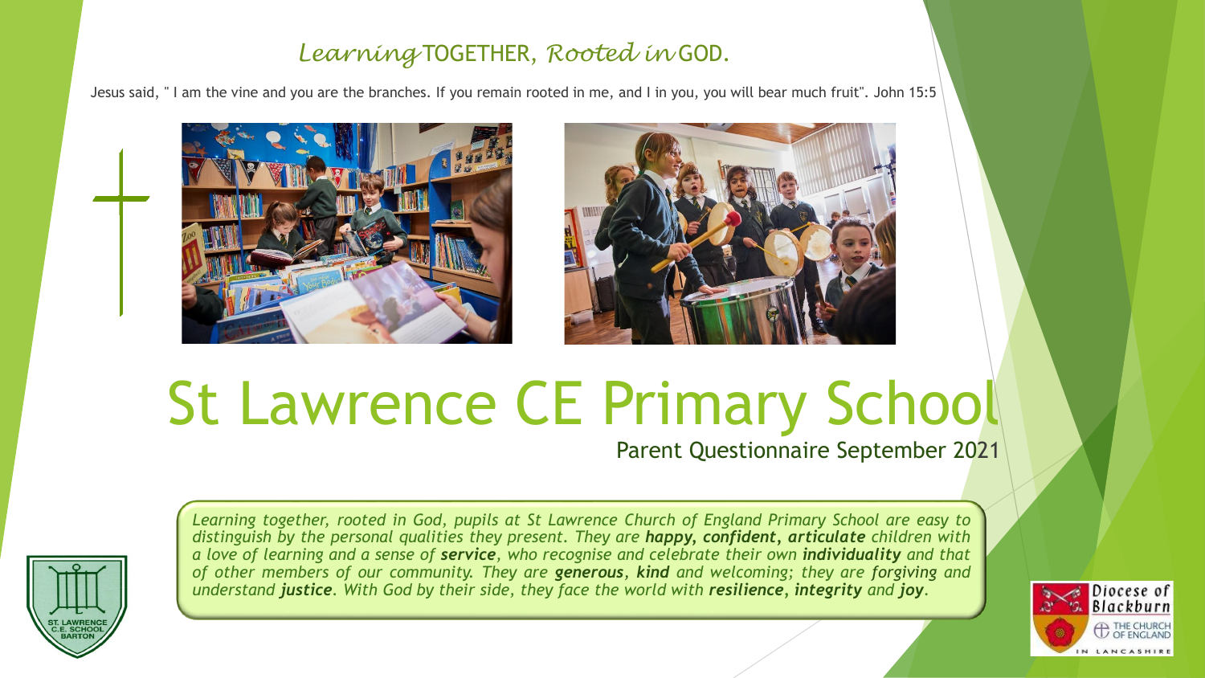*Learning* TOGETHER, *Rooted in* GOD.

Jesus said, " I am the vine and you are the branches. If you remain rooted in me, and I in you, you will bear much fruit". John 15:5

# St Lawrence CE Primary School

Parent Questionnaire September 2021

*Learning together, rooted in God, pupils at St Lawrence Church of England Primary School are easy to distinguish by the personal qualities they present. They are **happy, confident, articulate** children with a love of learning and a sense of **service**, who recognise and celebrate their own **individuality** and that of other members of our community. They are **generous**, **kind** and welcoming; they are forgiving and understand **justice**. With God by their side, they face the world with **resilience**, **integrity** and **joy**.*

ST. LAWRENCE C.E. SCHOOL BARTON

Diocese of Blackburn
THE CHURCH OF ENGLAND
IN LANCASHIRE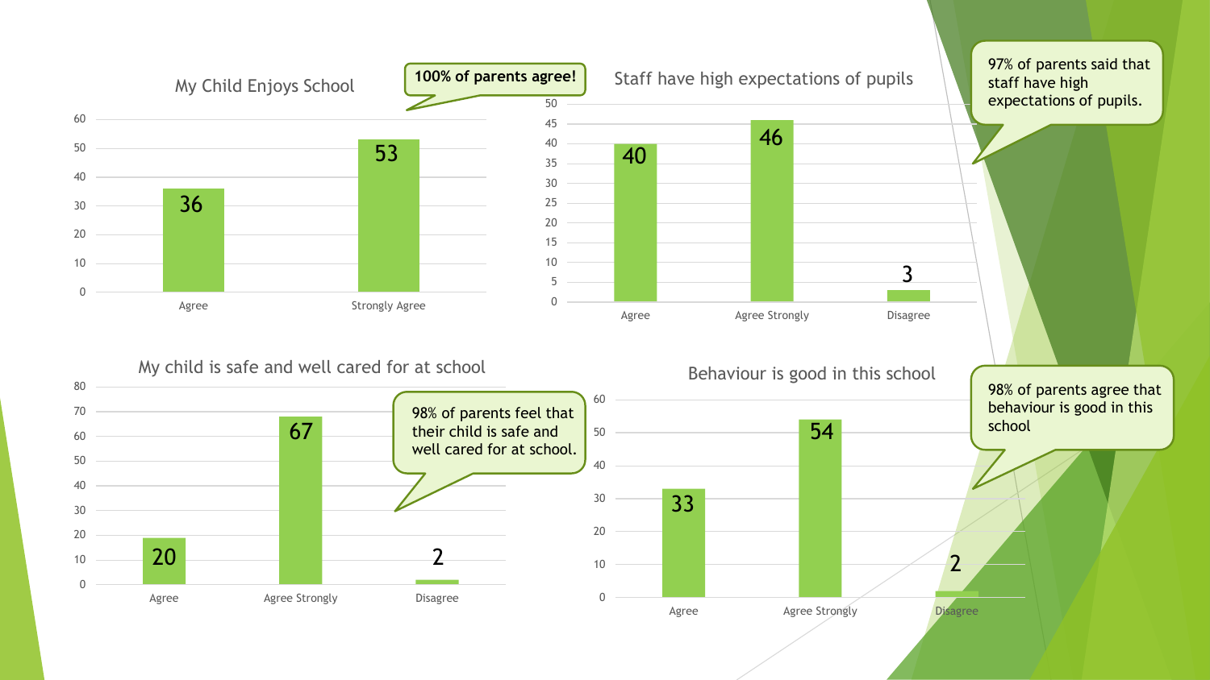## My Child Enjoys School

**100% of parents agree!**

| Response | Count |
|---|---|
| Agree | 36 |
| Strongly Agree | 53 |

## Staff have high expectations of pupils

97% of parents said that staff have high expectations of pupils.

| Response | Count |
|---|---|
| Agree | 40 |
| Agree Strongly | 46 |
| Disagree | 3 |

## My child is safe and well cared for at school

98% of parents feel that their child is safe and well cared for at school.

| Response | Count |
|---|---|
| Agree | 20 |
| Agree Strongly | 67 |
| Disagree | 2 |

## Behaviour is good in this school

98% of parents agree that behaviour is good in this school

| Response | Count |
|---|---|
| Agree | 33 |
| Agree Strongly | 54 |
| Disagree | 2 |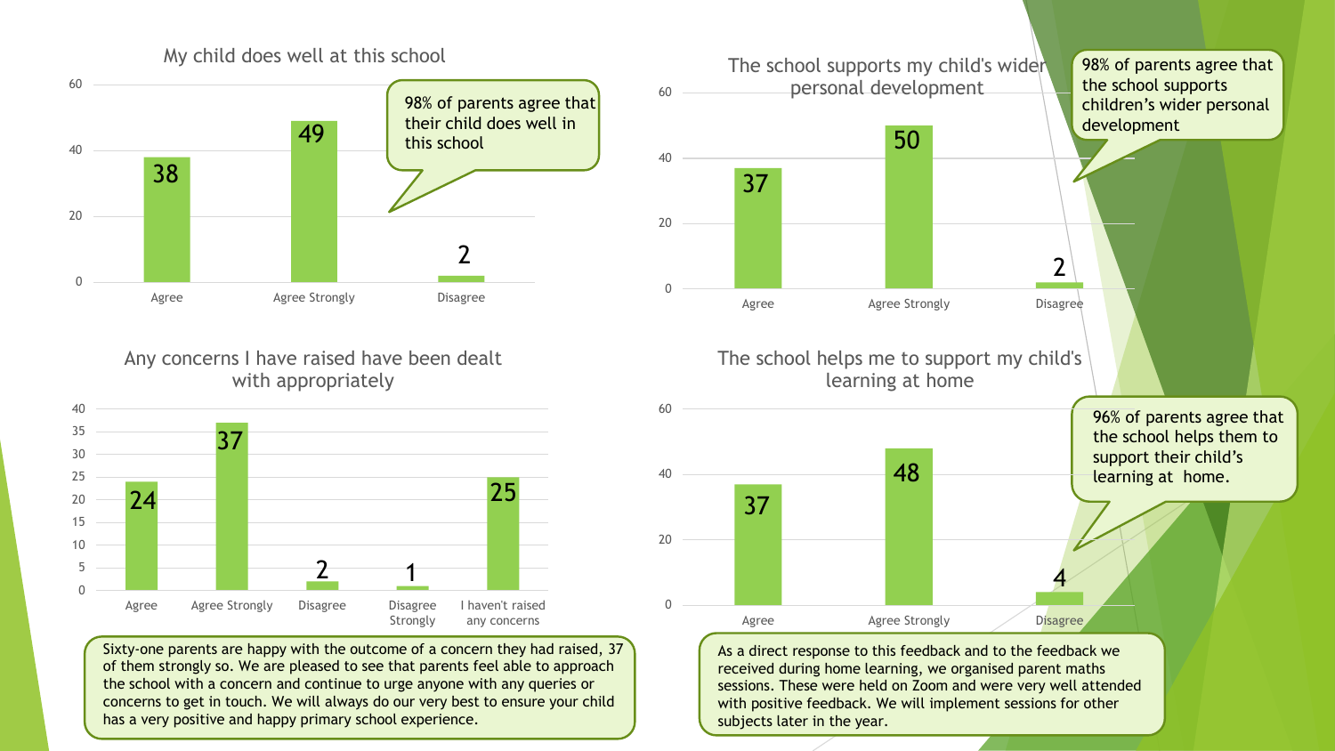## My child does well at this school

| Response | Count |
| --- | --- |
| Agree | 38 |
| Agree Strongly | 49 |
| Disagree | 2 |

98% of parents agree that their child does well in this school

## The school supports my child's wider personal development

| Response | Count |
| --- | --- |
| Agree | 37 |
| Agree Strongly | 50 |
| Disagree | 2 |

98% of parents agree that the school supports children's wider personal development

## Any concerns I have raised have been dealt with appropriately

| Response | Count |
| --- | --- |
| Agree | 24 |
| Agree Strongly | 37 |
| Disagree | 2 |
| Disagree Strongly | 1 |
| I haven't raised any concerns | 25 |

Sixty-one parents are happy with the outcome of a concern they had raised, 37 of them strongly so. We are pleased to see that parents feel able to approach the school with a concern and continue to urge anyone with any queries or concerns to get in touch. We will always do our very best to ensure your child has a very positive and happy primary school experience.

## The school helps me to support my child's learning at home

| Response | Count |
| --- | --- |
| Agree | 37 |
| Agree Strongly | 48 |
| Disagree | 4 |

96% of parents agree that the school helps them to support their child's learning at home.

As a direct response to this feedback and to the feedback we received during home learning, we organised parent maths sessions. These were held on Zoom and were very well attended with positive feedback. We will implement sessions for other subjects later in the year.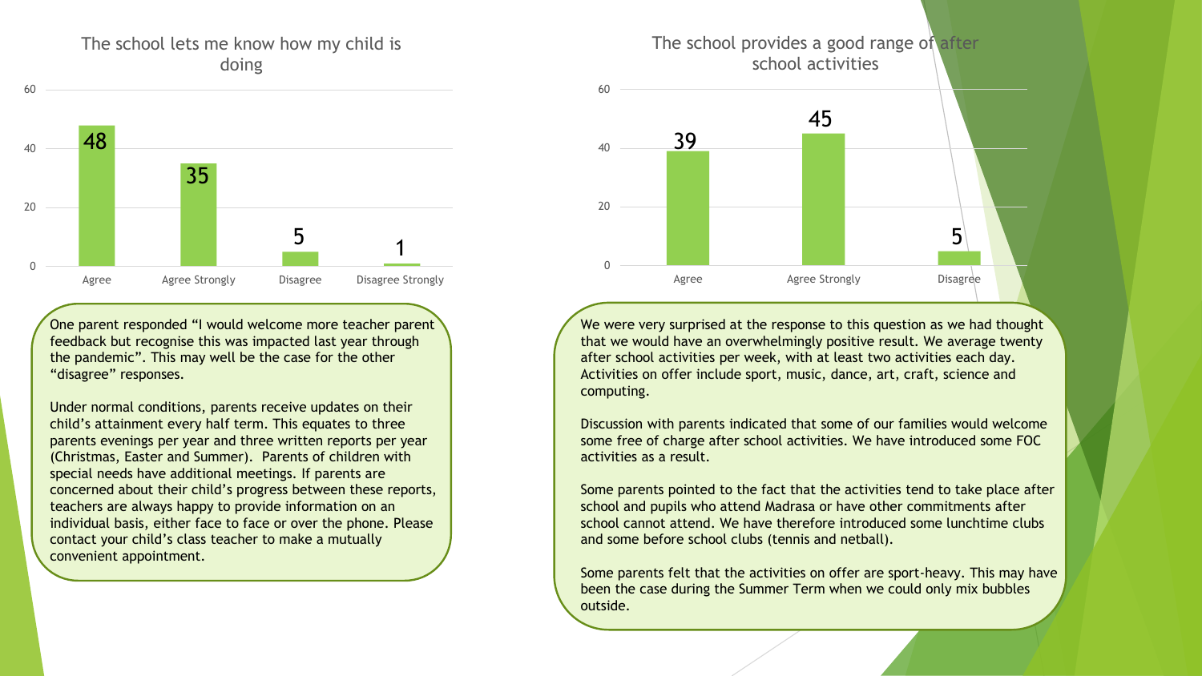## The school lets me know how my child is doing

| Response | Count |
|---|---|
| Agree | 48 |
| Agree Strongly | 35 |
| Disagree | 5 |
| Disagree Strongly | 1 |

One parent responded "I would welcome more teacher parent feedback but recognise this was impacted last year through the pandemic". This may well be the case for the other "disagree" responses.

Under normal conditions, parents receive updates on their child's attainment every half term. This equates to three parents evenings per year and three written reports per year (Christmas, Easter and Summer). Parents of children with special needs have additional meetings. If parents are concerned about their child's progress between these reports, teachers are always happy to provide information on an individual basis, either face to face or over the phone. Please contact your child's class teacher to make a mutually convenient appointment.

## The school provides a good range of after school activities

| Response | Count |
|---|---|
| Agree | 39 |
| Agree Strongly | 45 |
| Disagree | 5 |

We were very surprised at the response to this question as we had thought that we would have an overwhelmingly positive result. We average twenty after school activities per week, with at least two activities each day. Activities on offer include sport, music, dance, art, craft, science and computing.

Discussion with parents indicated that some of our families would welcome some free of charge after school activities. We have introduced some FOC activities as a result.

Some parents pointed to the fact that the activities tend to take place after school and pupils who attend Madrasa or have other commitments after school cannot attend. We have therefore introduced some lunchtime clubs and some before school clubs (tennis and netball).

Some parents felt that the activities on offer are sport-heavy. This may have been the case during the Summer Term when we could only mix bubbles outside.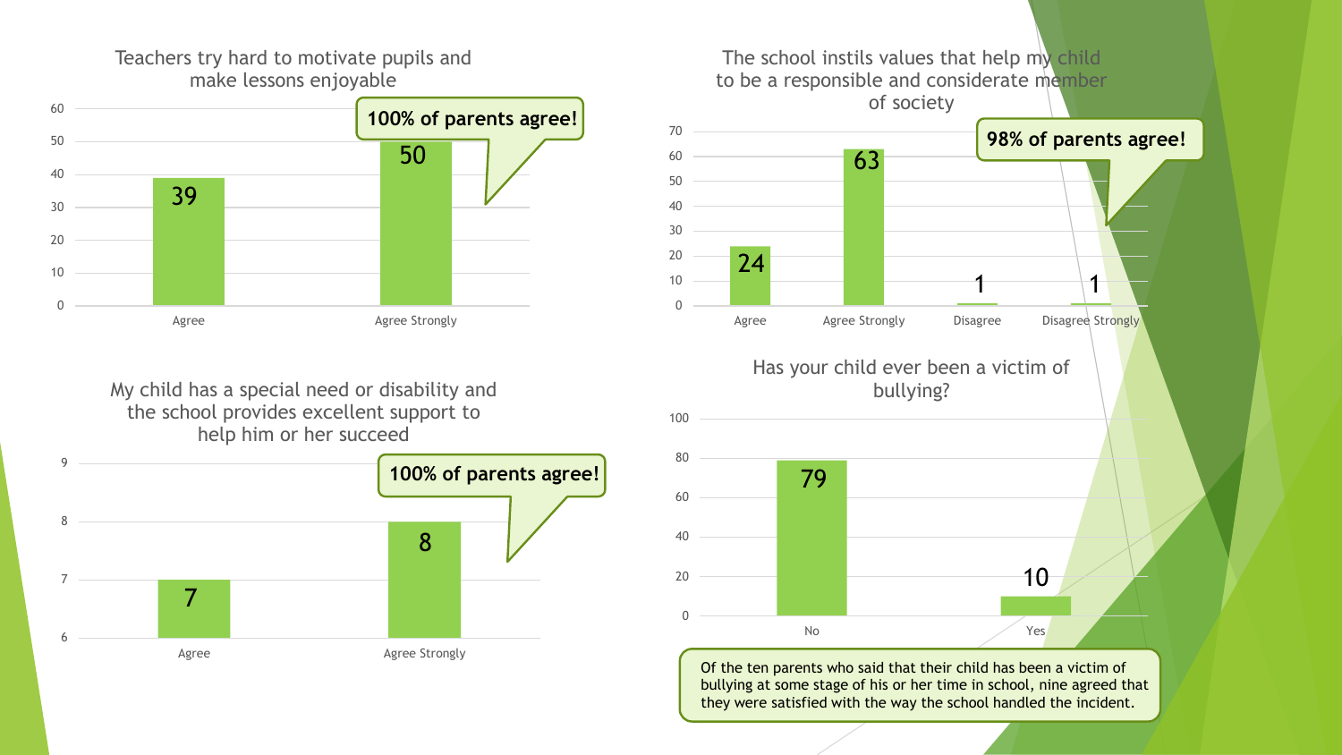Teachers try hard to motivate pupils and make lessons enjoyable

60
50
40
30
20
10
0

39
50

Agree
Agree Strongly

**100% of parents agree!**

The school instils values that help my child to be a responsible and considerate member of society

70
60
50
40
30
20
10
0

24
63
1
1

Agree
Agree Strongly
Disagree
Disagree Strongly

**98% of parents agree!**

My child has a special need or disability and the school provides excellent support to help him or her succeed

9
8
7
6

7
8

Agree
Agree Strongly

**100% of parents agree!**

Has your child ever been a victim of bullying?

100
80
60
40
20
0

79
10

No
Yes

Of the ten parents who said that their child has been a victim of bullying at some stage of his or her time in school, nine agreed that they were satisfied with the way the school handled the incident.